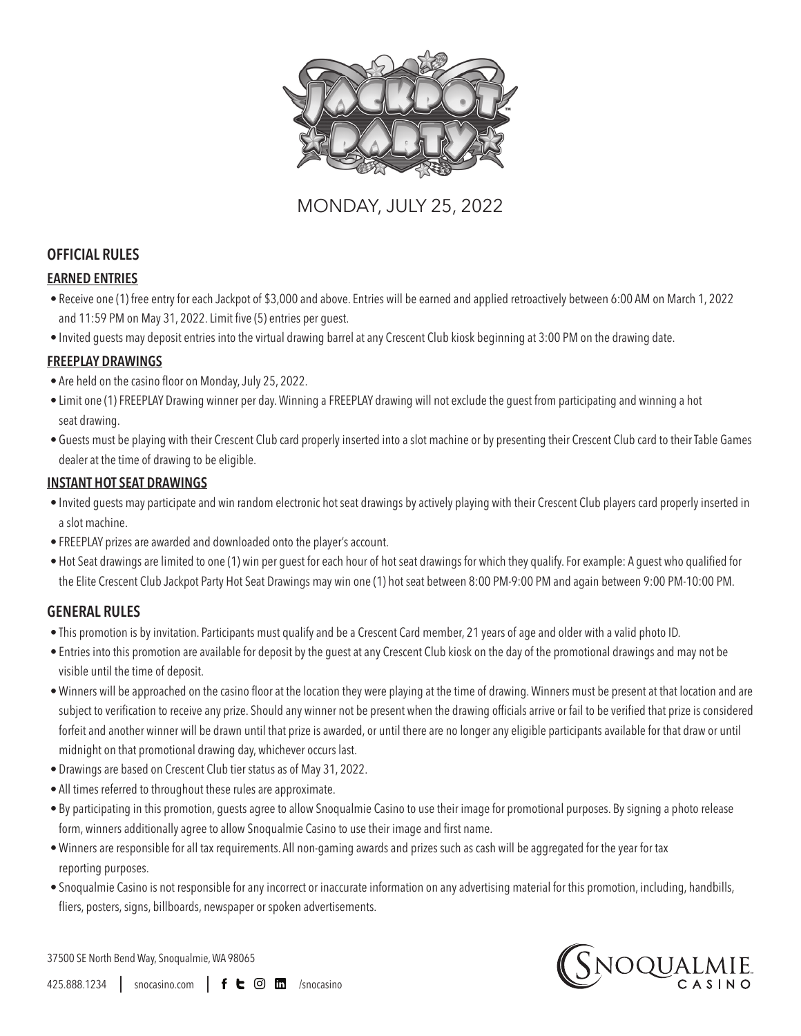# JACKPOT PARTY

MONDAY, JULY 25, 2022

## OFFICIAL RULES

### EARNED ENTRIES

- Receive one (1) free entry for each Jackpot of $3,000 and above. Entries will be earned and applied retroactively between 6:00 AM on March 1, 2022 and 11:59 PM on May 31, 2022. Limit five (5) entries per guest.
- Invited guests may deposit entries into the virtual drawing barrel at any Crescent Club kiosk beginning at 3:00 PM on the drawing date.

### FREEPLAY DRAWINGS

- Are held on the casino floor on Monday, July 25, 2022.
- Limit one (1) FREEPLAY Drawing winner per day. Winning a FREEPLAY drawing will not exclude the guest from participating and winning a hot seat drawing.
- Guests must be playing with their Crescent Club card properly inserted into a slot machine or by presenting their Crescent Club card to their Table Games dealer at the time of drawing to be eligible.

### INSTANT HOT SEAT DRAWINGS

- Invited guests may participate and win random electronic hot seat drawings by actively playing with their Crescent Club players card properly inserted in a slot machine.
- FREEPLAY prizes are awarded and downloaded onto the player's account.
- Hot Seat drawings are limited to one (1) win per guest for each hour of hot seat drawings for which they qualify. For example: A guest who qualified for the Elite Crescent Club Jackpot Party Hot Seat Drawings may win one (1) hot seat between 8:00 PM-9:00 PM and again between 9:00 PM-10:00 PM.

## GENERAL RULES

- This promotion is by invitation. Participants must qualify and be a Crescent Card member, 21 years of age and older with a valid photo ID.
- Entries into this promotion are available for deposit by the guest at any Crescent Club kiosk on the day of the promotional drawings and may not be visible until the time of deposit.
- Winners will be approached on the casino floor at the location they were playing at the time of drawing. Winners must be present at that location and are subject to verification to receive any prize. Should any winner not be present when the drawing officials arrive or fail to be verified that prize is considered forfeit and another winner will be drawn until that prize is awarded, or until there are no longer any eligible participants available for that draw or until midnight on that promotional drawing day, whichever occurs last.
- Drawings are based on Crescent Club tier status as of May 31, 2022.
- All times referred to throughout these rules are approximate.
- By participating in this promotion, guests agree to allow Snoqualmie Casino to use their image for promotional purposes. By signing a photo release form, winners additionally agree to allow Snoqualmie Casino to use their image and first name.
- Winners are responsible for all tax requirements. All non-gaming awards and prizes such as cash will be aggregated for the year for tax reporting purposes.
- Snoqualmie Casino is not responsible for any incorrect or inaccurate information on any advertising material for this promotion, including, handbills, fliers, posters, signs, billboards, newspaper or spoken advertisements.

37500 SE North Bend Way, Snoqualmie, WA 98065

425.888.1234 | snocasino.com | /snocasino

SNOQUALMIE CASINO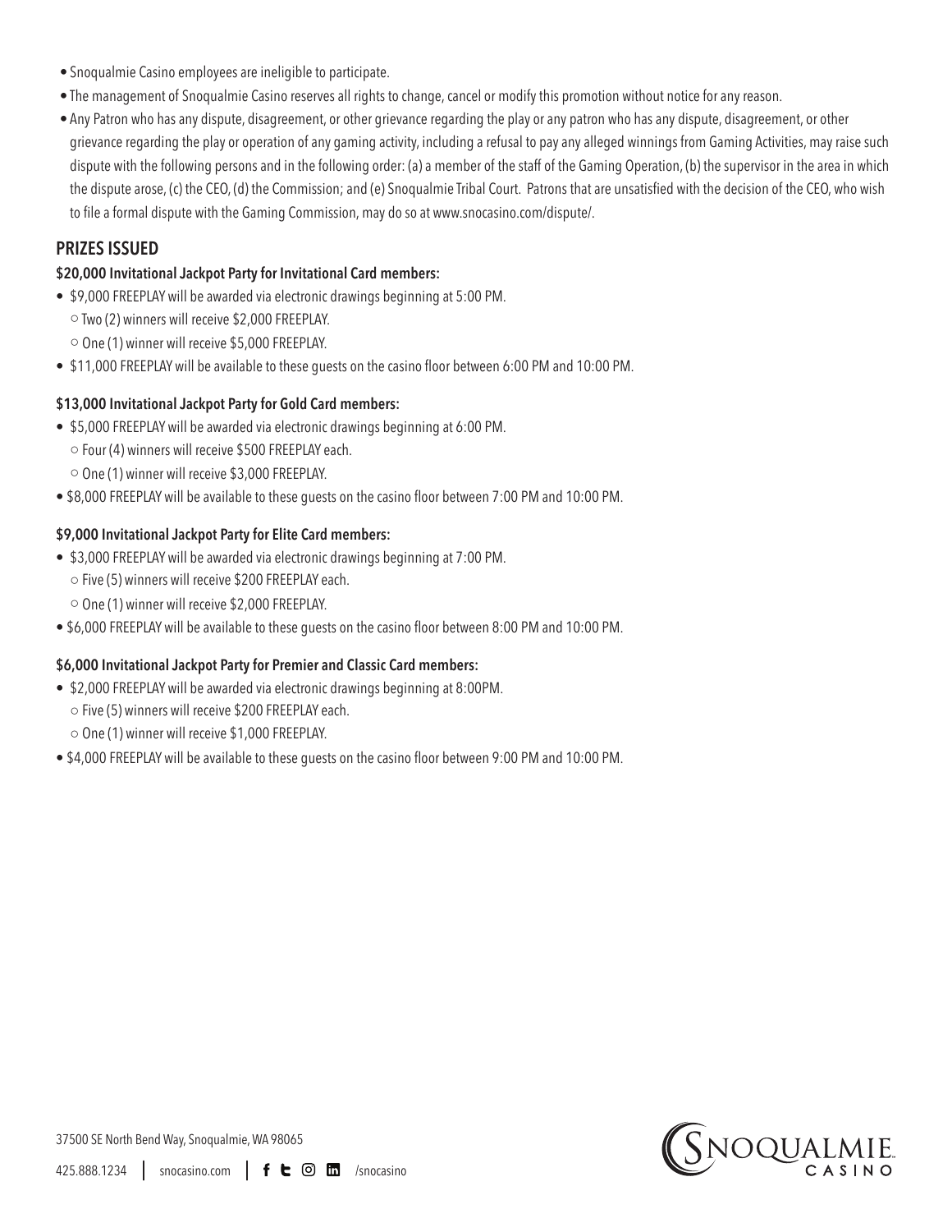- Snoqualmie Casino employees are ineligible to participate.
- The management of Snoqualmie Casino reserves all rights to change, cancel or modify this promotion without notice for any reason.
- Any Patron who has any dispute, disagreement, or other grievance regarding the play or any patron who has any dispute, disagreement, or other grievance regarding the play or operation of any gaming activity, including a refusal to pay any alleged winnings from Gaming Activities, may raise such dispute with the following persons and in the following order: (a) a member of the staff of the Gaming Operation, (b) the supervisor in the area in which the dispute arose, (c) the CEO, (d) the Commission; and (e) Snoqualmie Tribal Court. Patrons that are unsatisfied with the decision of the CEO, who wish to file a formal dispute with the Gaming Commission, may do so at www.snocasino.com/dispute/.

## PRIZES ISSUED

**$20,000 Invitational Jackpot Party for Invitational Card members:**

- $9,000 FREEPLAY will be awarded via electronic drawings beginning at 5:00 PM.
  - Two (2) winners will receive $2,000 FREEPLAY.
  - One (1) winner will receive $5,000 FREEPLAY.
- $11,000 FREEPLAY will be available to these guests on the casino floor between 6:00 PM and 10:00 PM.

**$13,000 Invitational Jackpot Party for Gold Card members:**

- $5,000 FREEPLAY will be awarded via electronic drawings beginning at 6:00 PM.
  - Four (4) winners will receive $500 FREEPLAY each.
  - One (1) winner will receive $3,000 FREEPLAY.
- $8,000 FREEPLAY will be available to these guests on the casino floor between 7:00 PM and 10:00 PM.

**$9,000 Invitational Jackpot Party for Elite Card members:**

- $3,000 FREEPLAY will be awarded via electronic drawings beginning at 7:00 PM.
  - Five (5) winners will receive $200 FREEPLAY each.
  - One (1) winner will receive $2,000 FREEPLAY.
- $6,000 FREEPLAY will be available to these guests on the casino floor between 8:00 PM and 10:00 PM.

**$6,000 Invitational Jackpot Party for Premier and Classic Card members:**

- $2,000 FREEPLAY will be awarded via electronic drawings beginning at 8:00PM.
  - Five (5) winners will receive $200 FREEPLAY each.
  - One (1) winner will receive $1,000 FREEPLAY.
- $4,000 FREEPLAY will be available to these guests on the casino floor between 9:00 PM and 10:00 PM.

37500 SE North Bend Way, Snoqualmie, WA 98065

425.888.1234 | snocasino.com | /snocasino

Snoqualmie Casino